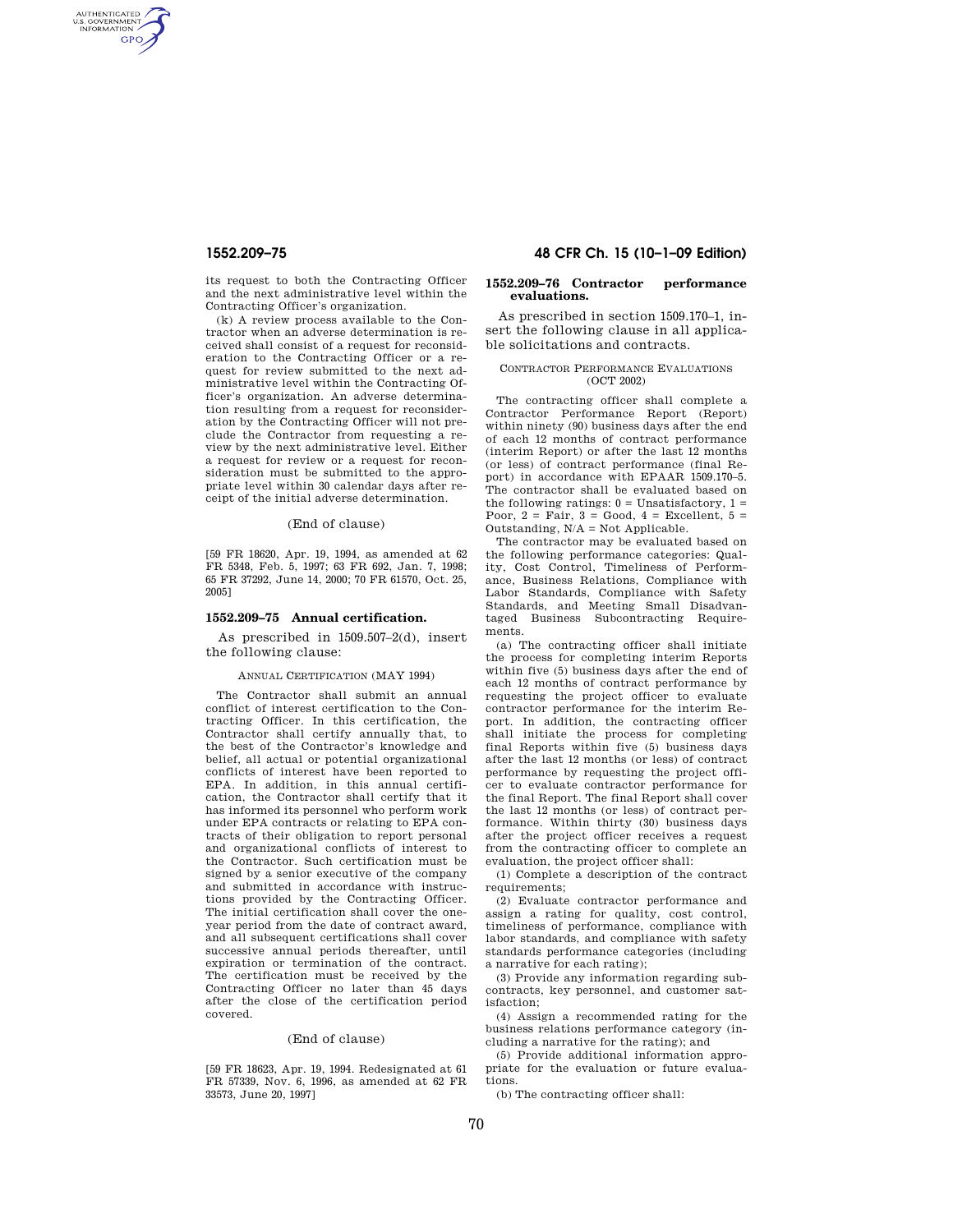its request to both the Contracting Officer and the next administrative level within the Contracting Officer's organization.

(k) A review process available to the Contractor when an adverse determination is received shall consist of a request for reconsideration to the Contracting Officer or a request for review submitted to the next administrative level within the Contracting Officer's organization. An adverse determination resulting from a request for reconsideration by the Contracting Officer will not preclude the Contractor from requesting a review by the next administrative level. Either a request for review or a request for reconsideration must be submitted to the appropriate level within 30 calendar days after receipt of the initial adverse determination.

(End of clause)

[59 FR 18620, Apr. 19, 1994, as amended at 62 FR 5348, Feb. 5, 1997; 63 FR 692, Jan. 7, 1998; 65 FR 37292, June 14, 2000; 70 FR 61570, Oct. 25, 2005]

### 1552.209–75 Annual certification.

As prescribed in 1509.507–2(d), insert the following clause:

ANNUAL CERTIFICATION (MAY 1994)

The Contractor shall submit an annual conflict of interest certification to the Contracting Officer. In this certification, the Contractor shall certify annually that, to the best of the Contractor's knowledge and belief, all actual or potential organizational conflicts of interest have been reported to EPA. In addition, in this annual certification, the Contractor shall certify that it has informed its personnel who perform work under EPA contracts or relating to EPA contracts of their obligation to report personal and organizational conflicts of interest to the Contractor. Such certification must be signed by a senior executive of the company and submitted in accordance with instructions provided by the Contracting Officer. The initial certification shall cover the one-year period from the date of contract award, and all subsequent certifications shall cover successive annual periods thereafter, until expiration or termination of the contract. The certification must be received by the Contracting Officer no later than 45 days after the close of the certification period covered.

(End of clause)

[59 FR 18623, Apr. 19, 1994. Redesignated at 61 FR 57339, Nov. 6, 1996, as amended at 62 FR 33573, June 20, 1997]

### 1552.209–76 Contractor performance evaluations.

As prescribed in section 1509.170–1, insert the following clause in all applicable solicitations and contracts.

CONTRACTOR PERFORMANCE EVALUATIONS (OCT 2002)

The contracting officer shall complete a Contractor Performance Report (Report) within ninety (90) business days after the end of each 12 months of contract performance (interim Report) or after the last 12 months (or less) of contract performance (final Report) in accordance with EPAAR 1509.170–5. The contractor shall be evaluated based on the following ratings: 0 = Unsatisfactory, 1 = Poor, 2 = Fair, 3 = Good, 4 = Excellent, 5 = Outstanding, N/A = Not Applicable.

The contractor may be evaluated based on the following performance categories: Quality, Cost Control, Timeliness of Performance, Business Relations, Compliance with Labor Standards, Compliance with Safety Standards, and Meeting Small Disadvantaged Business Subcontracting Requirements.

(a) The contracting officer shall initiate the process for completing interim Reports within five (5) business days after the end of each 12 months of contract performance by requesting the project officer to evaluate contractor performance for the interim Report. In addition, the contracting officer shall initiate the process for completing final Reports within five (5) business days after the last 12 months (or less) of contract performance by requesting the project officer to evaluate contractor performance for the final Report. The final Report shall cover the last 12 months (or less) of contract performance. Within thirty (30) business days after the project officer receives a request from the contracting officer to complete an evaluation, the project officer shall:

(1) Complete a description of the contract requirements;

(2) Evaluate contractor performance and assign a rating for quality, cost control, timeliness of performance, compliance with labor standards, and compliance with safety standards performance categories (including a narrative for each rating);

(3) Provide any information regarding subcontracts, key personnel, and customer satisfaction;

(4) Assign a recommended rating for the business relations performance category (including a narrative for the rating); and

(5) Provide additional information appropriate for the evaluation or future evaluations.

(b) The contracting officer shall: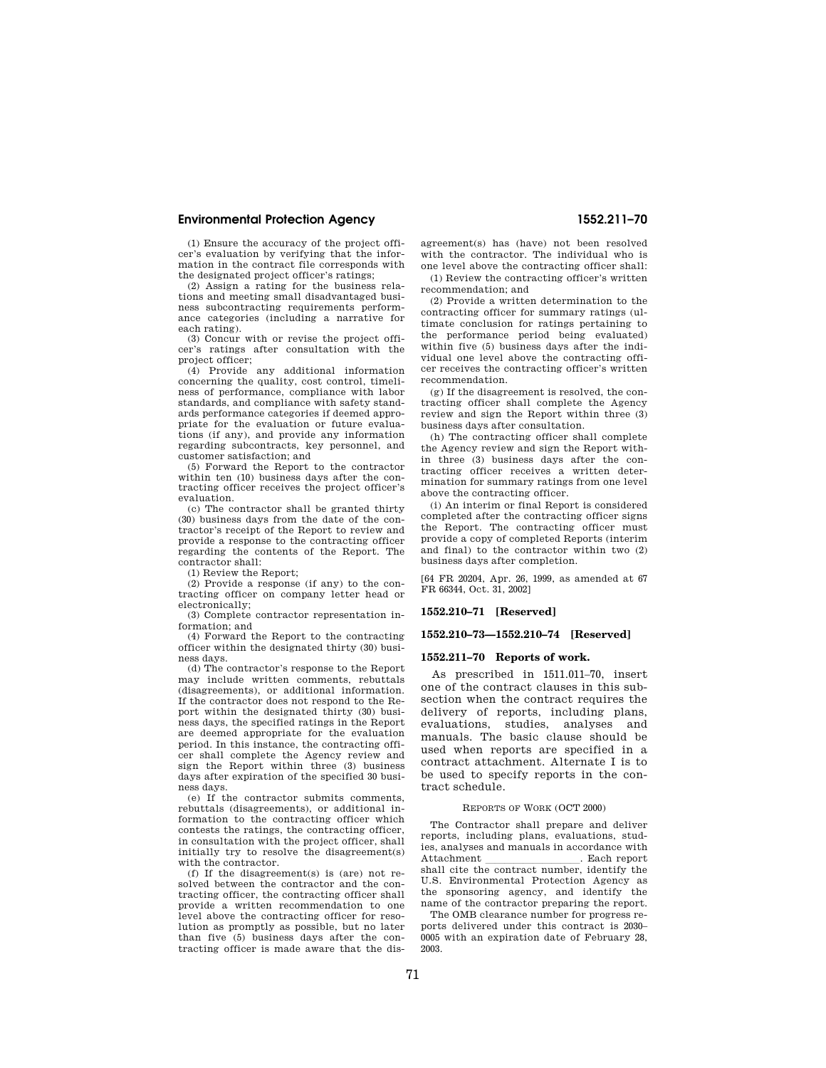(1) Ensure the accuracy of the project officer's evaluation by verifying that the information in the contract file corresponds with the designated project officer's ratings;

(2) Assign a rating for the business relations and meeting small disadvantaged business subcontracting requirements performance categories (including a narrative for each rating).

(3) Concur with or revise the project officer's ratings after consultation with the project officer;

(4) Provide any additional information concerning the quality, cost control, timeliness of performance, compliance with labor standards, and compliance with safety standards performance categories if deemed appropriate for the evaluation or future evaluations (if any), and provide any information regarding subcontracts, key personnel, and customer satisfaction; and

(5) Forward the Report to the contractor within ten (10) business days after the contracting officer receives the project officer's evaluation.

(c) The contractor shall be granted thirty (30) business days from the date of the contractor's receipt of the Report to review and provide a response to the contracting officer regarding the contents of the Report. The contractor shall:

(1) Review the Report;

(2) Provide a response (if any) to the contracting officer on company letter head or electronically;

(3) Complete contractor representation information; and

(4) Forward the Report to the contracting officer within the designated thirty (30) business days.

(d) The contractor's response to the Report may include written comments, rebuttals (disagreements), or additional information. If the contractor does not respond to the Report within the designated thirty (30) business days, the specified ratings in the Report are deemed appropriate for the evaluation period. In this instance, the contracting officer shall complete the Agency review and sign the Report within three (3) business days after expiration of the specified 30 business days.

(e) If the contractor submits comments, rebuttals (disagreements), or additional information to the contracting officer which contests the ratings, the contracting officer, in consultation with the project officer, shall initially try to resolve the disagreement(s) with the contractor.

(f) If the disagreement(s) is (are) not resolved between the contractor and the contracting officer, the contracting officer shall provide a written recommendation to one level above the contracting officer for resolution as promptly as possible, but no later than five (5) business days after the contracting officer is made aware that the disagreement(s) has (have) not been resolved with the contractor. The individual who is one level above the contracting officer shall:

(1) Review the contracting officer's written recommendation; and

(2) Provide a written determination to the contracting officer for summary ratings (ultimate conclusion for ratings pertaining to the performance period being evaluated) within five (5) business days after the individual one level above the contracting officer receives the contracting officer's written recommendation.

(g) If the disagreement is resolved, the contracting officer shall complete the Agency review and sign the Report within three (3) business days after consultation.

(h) The contracting officer shall complete the Agency review and sign the Report within three (3) business days after the contracting officer receives a written determination for summary ratings from one level above the contracting officer.

(i) An interim or final Report is considered completed after the contracting officer signs the Report. The contracting officer must provide a copy of completed Reports (interim and final) to the contractor within two (2) business days after completion.

[64 FR 20204, Apr. 26, 1999, as amended at 67 FR 66344, Oct. 31, 2002]

### 1552.210–71 [Reserved]

### 1552.210–73—1552.210–74 [Reserved]

### 1552.211–70 Reports of work.

As prescribed in 1511.011–70, insert one of the contract clauses in this subsection when the contract requires the delivery of reports, including plans, evaluations, studies, analyses and manuals. The basic clause should be used when reports are specified in a contract attachment. Alternate I is to be used to specify reports in the contract schedule.

REPORTS OF WORK (OCT 2000)

The Contractor shall prepare and deliver reports, including plans, evaluations, studies, analyses and manuals in accordance with Attachment \_\_\_\_\_\_\_\_\_\_\_\_\_\_\_\_. Each report shall cite the contract number, identify the U.S. Environmental Protection Agency as the sponsoring agency, and identify the name of the contractor preparing the report.

The OMB clearance number for progress reports delivered under this contract is 2030–0005 with an expiration date of February 28, 2003.